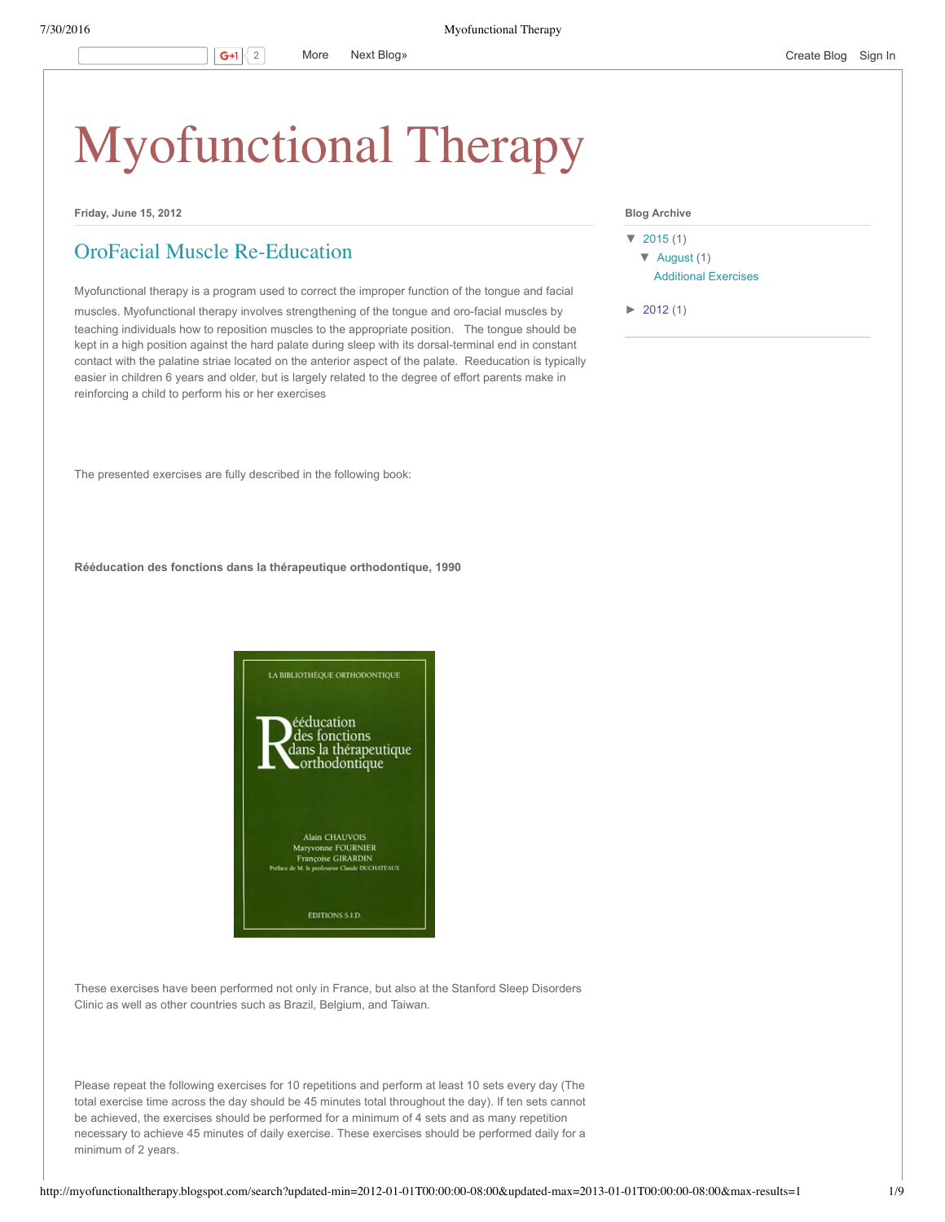# Myofunctional Therapy

**Friday, June 15, 2012**

## OroFacial Muscle Re-Education

Myofunctional therapy is a program used to correct the improper function of the tongue and facial muscles. Myofunctional therapy involves strengthening of the tongue and oro-facial muscles by teaching individuals how to reposition muscles to the appropriate position. The tongue should be kept in a high position against the hard palate during sleep with its dorsal-terminal end in constant contact with the palatine striae located on the anterior aspect of the palate. Reeducation is typically easier in children 6 years and older, but is largely related to the degree of effort parents make in reinforcing a child to perform his or her exercises

The presented exercises are fully described in the following book:

**Rééducation des fonctions dans la thérapeutique orthodontique, 1990**

LA BIBLIOTHÈQUE ORTHODONTIQUE

Rééducation des fonctions dans la thérapeutique orthodontique

Alain CHAUVOIS
Maryvonne FOURNIER
Françoise GIRARDIN
Préface de M. le professeur Claude DUCHATEAUX

ÉDITIONS S.I.D.

These exercises have been performed not only in France, but also at the Stanford Sleep Disorders Clinic as well as other countries such as Brazil, Belgium, and Taiwan.

Please repeat the following exercises for 10 repetitions and perform at least 10 sets every day (The total exercise time across the day should be 45 minutes total throughout the day). If ten sets cannot be achieved, the exercises should be performed for a minimum of 4 sets and as many repetition necessary to achieve 45 minutes of daily exercise. These exercises should be performed daily for a minimum of 2 years.

**Blog Archive**

- ▼ 2015 (1)
  - ▼ August (1)
    - Additional Exercises
- ► 2012 (1)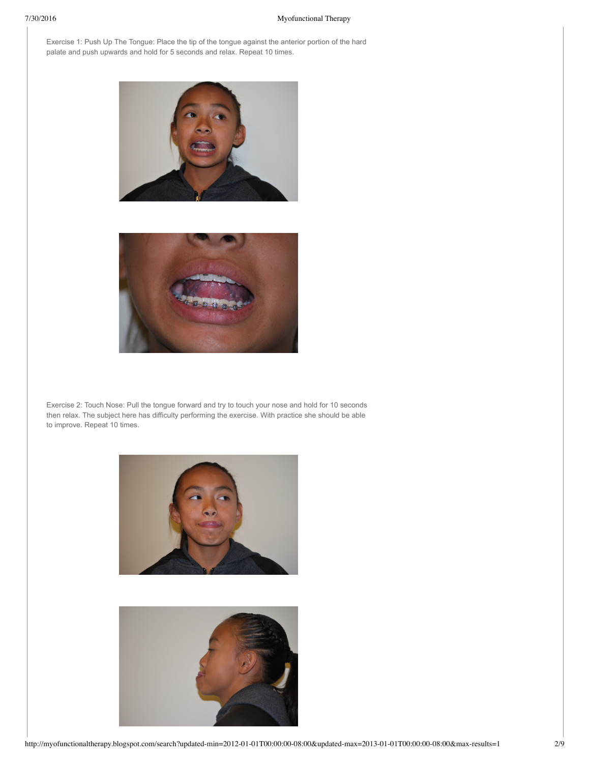Exercise 1: Push Up The Tongue: Place the tip of the tongue against the anterior portion of the hard palate and push upwards and hold for 5 seconds and relax. Repeat 10 times.

Exercise 2: Touch Nose: Pull the tongue forward and try to touch your nose and hold for 10 seconds then relax. The subject here has difficulty performing the exercise. With practice she should be able to improve. Repeat 10 times.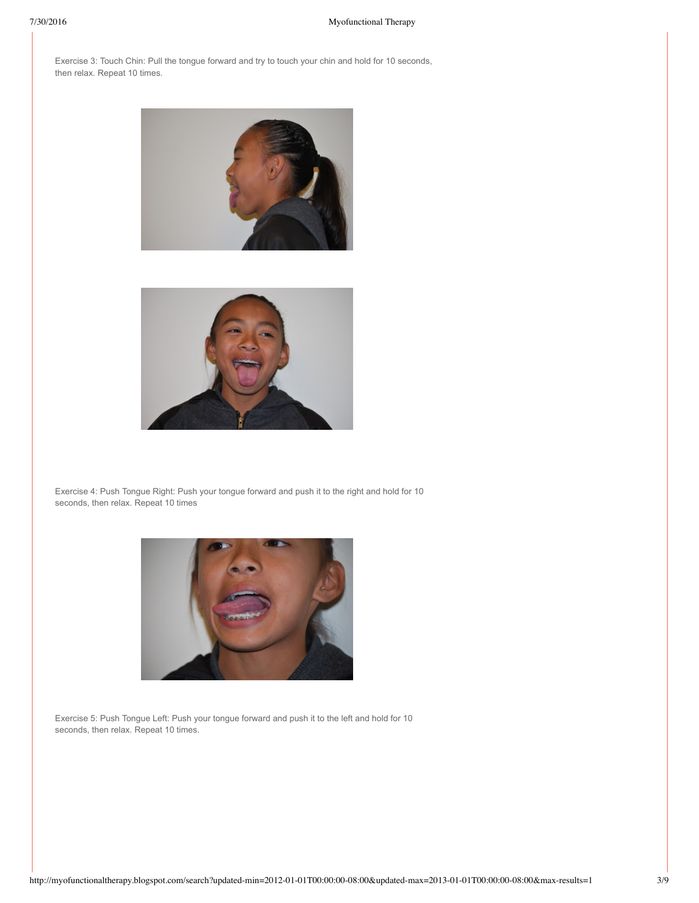Exercise 3: Touch Chin: Pull the tongue forward and try to touch your chin and hold for 10 seconds, then relax. Repeat 10 times.

Exercise 4: Push Tongue Right: Push your tongue forward and push it to the right and hold for 10 seconds, then relax. Repeat 10 times

Exercise 5: Push Tongue Left: Push your tongue forward and push it to the left and hold for 10 seconds, then relax. Repeat 10 times.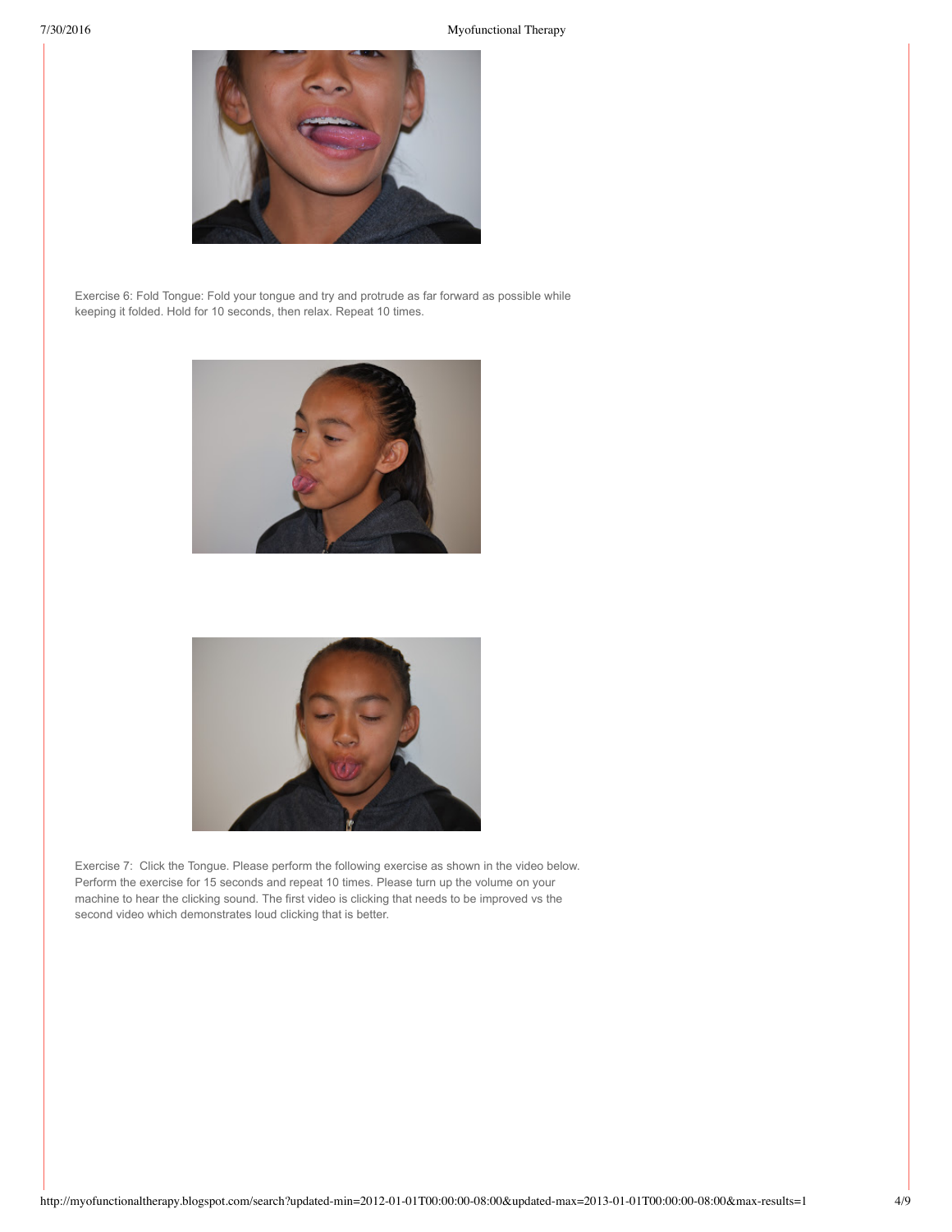Exercise 6: Fold Tongue: Fold your tongue and try and protrude as far forward as possible while keeping it folded. Hold for 10 seconds, then relax. Repeat 10 times.

Exercise 7: Click the Tongue. Please perform the following exercise as shown in the video below. Perform the exercise for 15 seconds and repeat 10 times. Please turn up the volume on your machine to hear the clicking sound. The first video is clicking that needs to be improved vs the second video which demonstrates loud clicking that is better.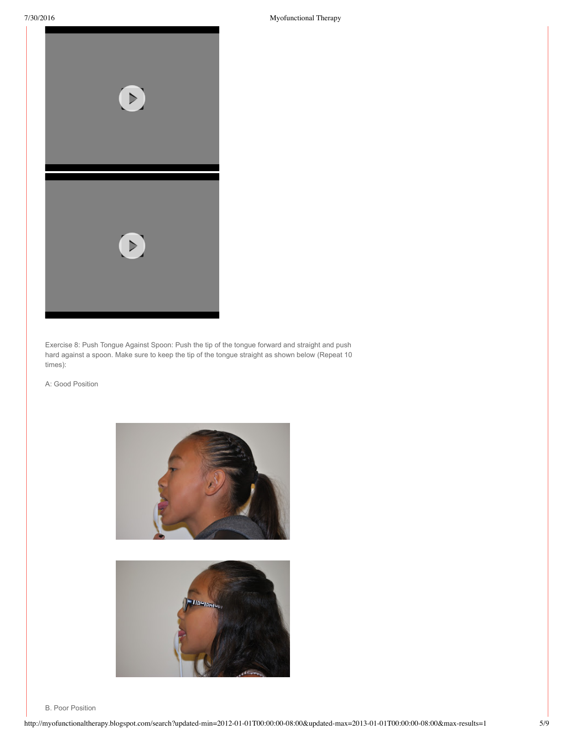Exercise 8: Push Tongue Against Spoon: Push the tip of the tongue forward and straight and push hard against a spoon. Make sure to keep the tip of the tongue straight as shown below (Repeat 10 times):

A: Good Position

B. Poor Position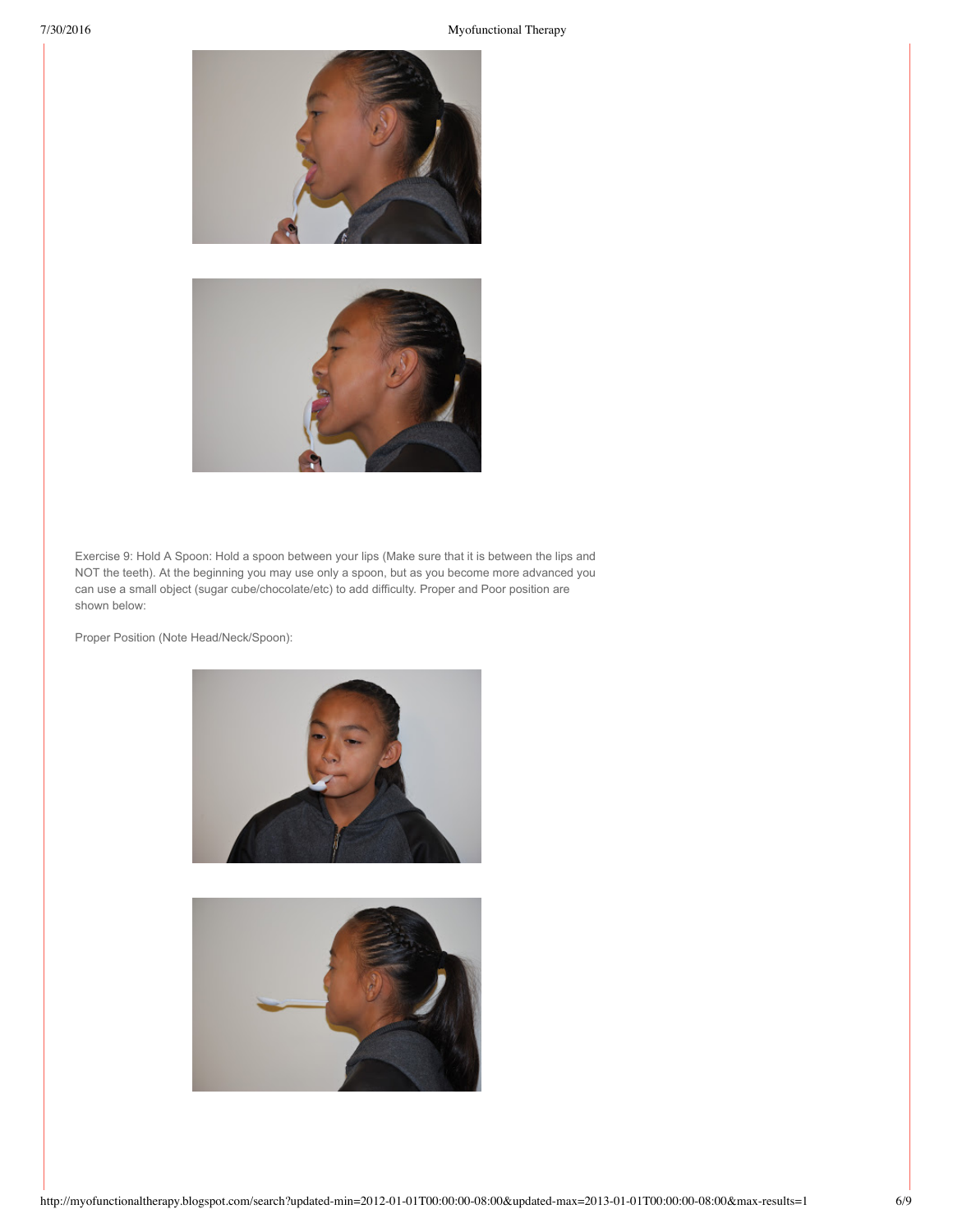Exercise 9: Hold A Spoon: Hold a spoon between your lips (Make sure that it is between the lips and NOT the teeth). At the beginning you may use only a spoon, but as you become more advanced you can use a small object (sugar cube/chocolate/etc) to add difficulty. Proper and Poor position are shown below:

Proper Position (Note Head/Neck/Spoon):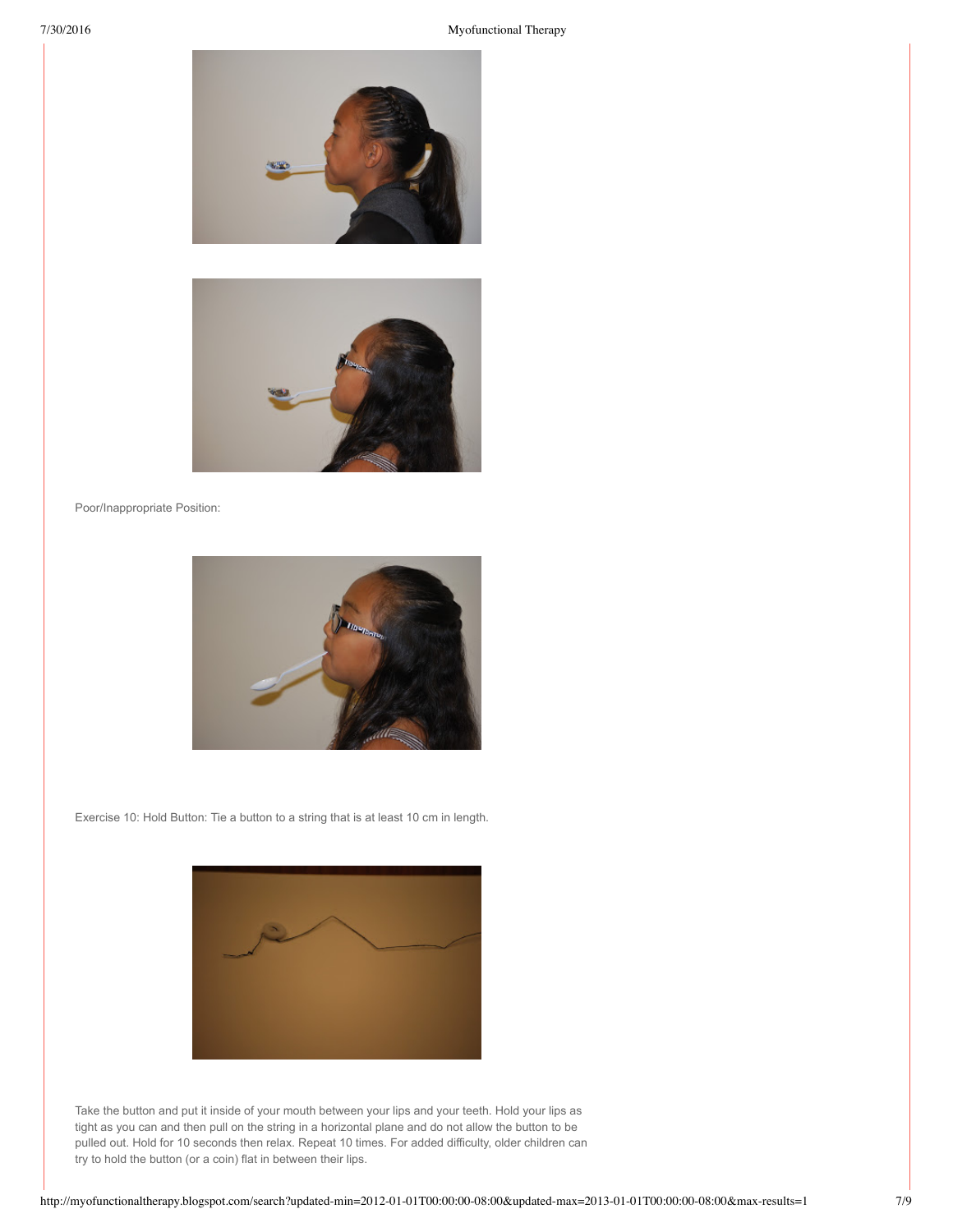Poor/Inappropriate Position:

Exercise 10: Hold Button: Tie a button to a string that is at least 10 cm in length.

Take the button and put it inside of your mouth between your lips and your teeth. Hold your lips as tight as you can and then pull on the string in a horizontal plane and do not allow the button to be pulled out. Hold for 10 seconds then relax. Repeat 10 times. For added difficulty, older children can try to hold the button (or a coin) flat in between their lips.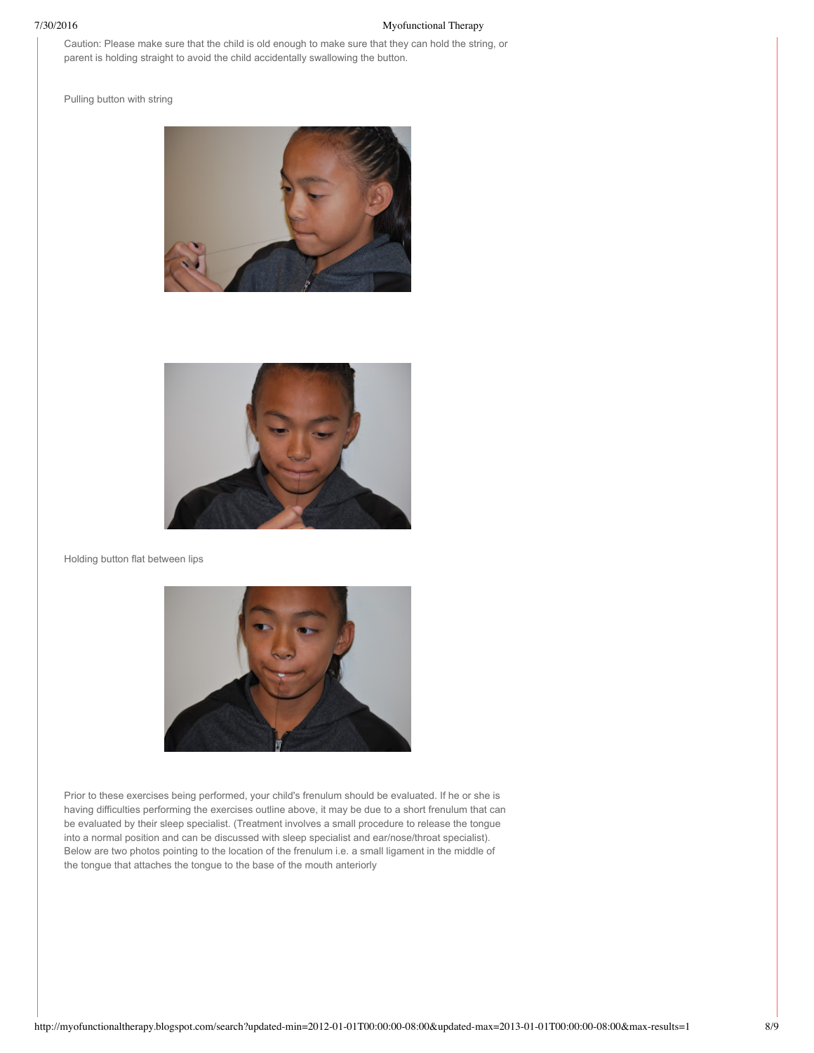Caution: Please make sure that the child is old enough to make sure that they can hold the string, or parent is holding straight to avoid the child accidentally swallowing the button.

Pulling button with string

Holding button flat between lips

Prior to these exercises being performed, your child's frenulum should be evaluated. If he or she is having difficulties performing the exercises outline above, it may be due to a short frenulum that can be evaluated by their sleep specialist. (Treatment involves a small procedure to release the tongue into a normal position and can be discussed with sleep specialist and ear/nose/throat specialist). Below are two photos pointing to the location of the frenulum i.e. a small ligament in the middle of the tongue that attaches the tongue to the base of the mouth anteriorly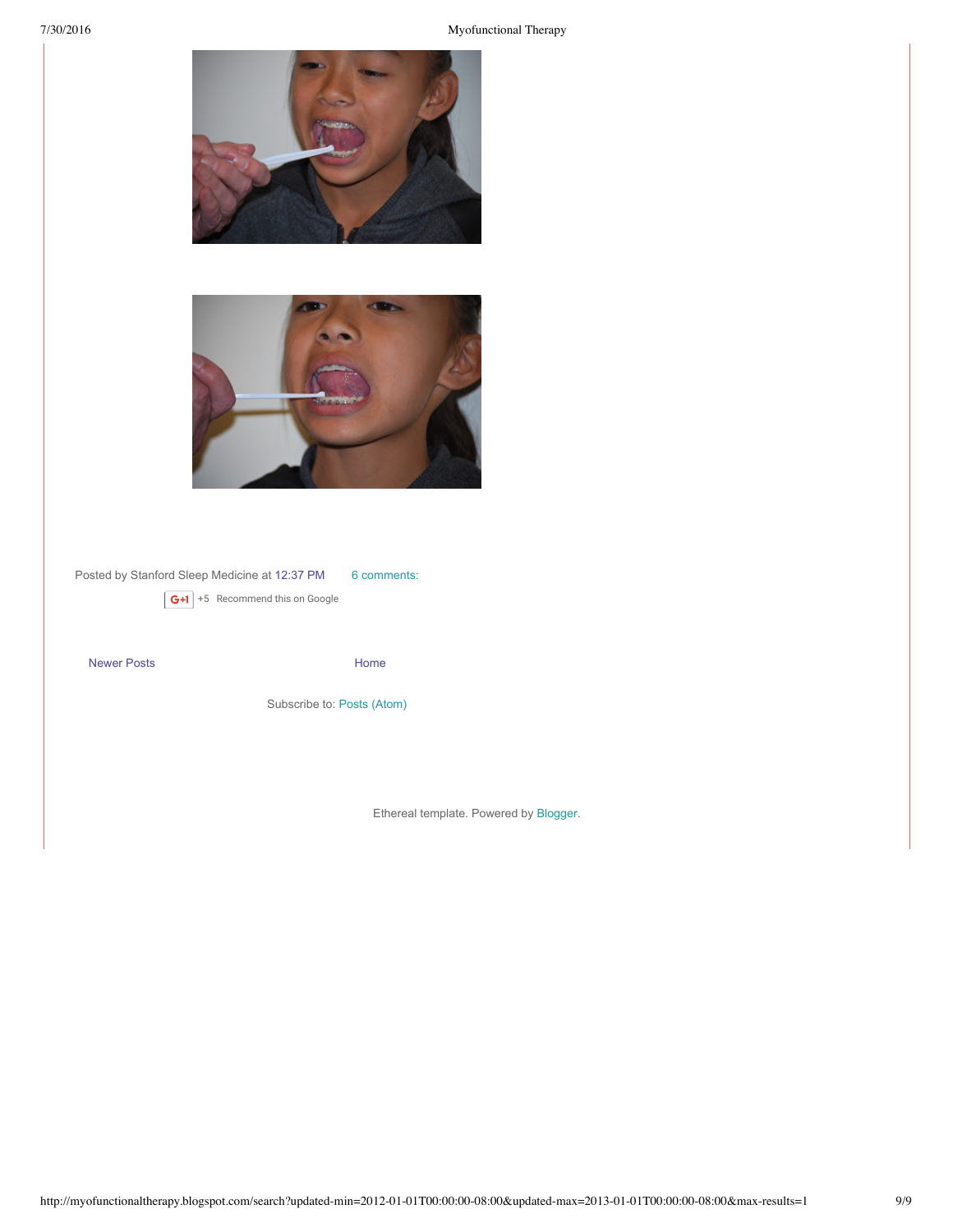Posted by Stanford Sleep Medicine at 12:37 PM     6 comments:

+5 Recommend this on Google

Newer Posts     Home

Subscribe to: Posts (Atom)

Ethereal template. Powered by Blogger.